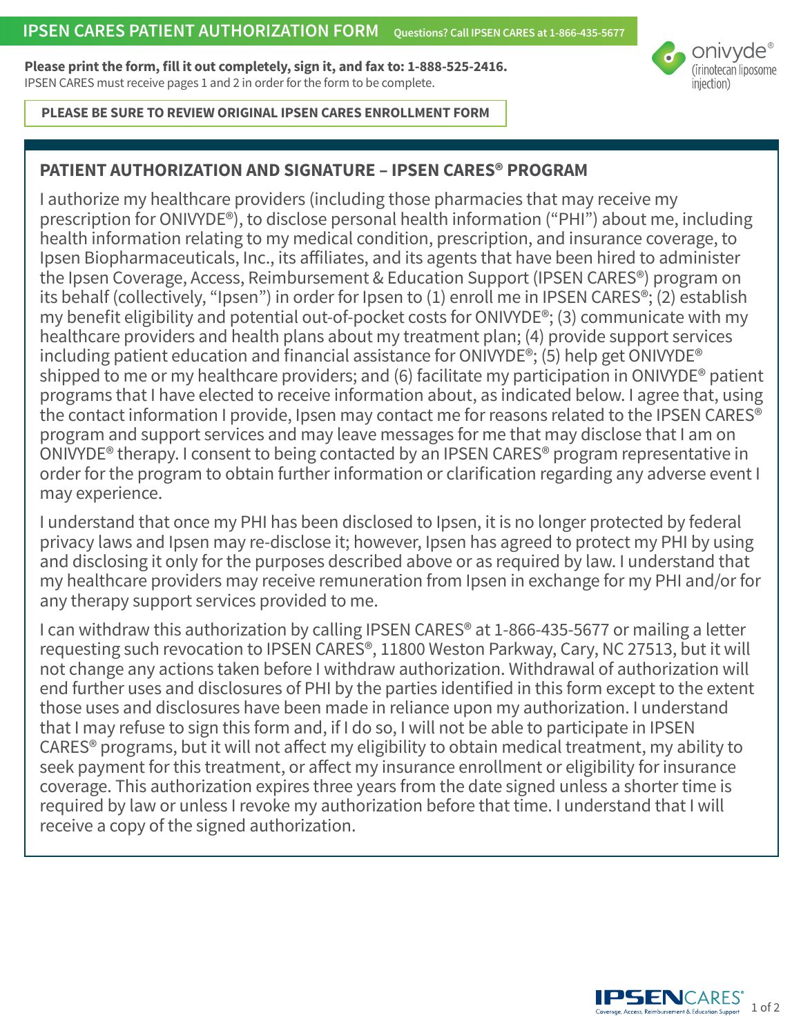# IPSEN CARES PATIENT AUTHORIZATION FORM

Questions? Call IPSEN CARES at 1-866-435-5677

**Please print the form, fill it out completely, sign it, and fax to: 1-888-525-2416.**
IPSEN CARES must receive pages 1 and 2 in order for the form to be complete.

onivyde® (irinotecan liposome injection)

**PLEASE BE SURE TO REVIEW ORIGINAL IPSEN CARES ENROLLMENT FORM**

## PATIENT AUTHORIZATION AND SIGNATURE – IPSEN CARES® PROGRAM

I authorize my healthcare providers (including those pharmacies that may receive my prescription for ONIVYDE®), to disclose personal health information ("PHI") about me, including health information relating to my medical condition, prescription, and insurance coverage, to Ipsen Biopharmaceuticals, Inc., its affiliates, and its agents that have been hired to administer the Ipsen Coverage, Access, Reimbursement & Education Support (IPSEN CARES®) program on its behalf (collectively, "Ipsen") in order for Ipsen to (1) enroll me in IPSEN CARES®; (2) establish my benefit eligibility and potential out-of-pocket costs for ONIVYDE®; (3) communicate with my healthcare providers and health plans about my treatment plan; (4) provide support services including patient education and financial assistance for ONIVYDE®; (5) help get ONIVYDE® shipped to me or my healthcare providers; and (6) facilitate my participation in ONIVYDE® patient programs that I have elected to receive information about, as indicated below. I agree that, using the contact information I provide, Ipsen may contact me for reasons related to the IPSEN CARES® program and support services and may leave messages for me that may disclose that I am on ONIVYDE® therapy. I consent to being contacted by an IPSEN CARES® program representative in order for the program to obtain further information or clarification regarding any adverse event I may experience.

I understand that once my PHI has been disclosed to Ipsen, it is no longer protected by federal privacy laws and Ipsen may re-disclose it; however, Ipsen has agreed to protect my PHI by using and disclosing it only for the purposes described above or as required by law. I understand that my healthcare providers may receive remuneration from Ipsen in exchange for my PHI and/or for any therapy support services provided to me.

I can withdraw this authorization by calling IPSEN CARES® at 1-866-435-5677 or mailing a letter requesting such revocation to IPSEN CARES®, 11800 Weston Parkway, Cary, NC 27513, but it will not change any actions taken before I withdraw authorization. Withdrawal of authorization will end further uses and disclosures of PHI by the parties identified in this form except to the extent those uses and disclosures have been made in reliance upon my authorization. I understand that I may refuse to sign this form and, if I do so, I will not be able to participate in IPSEN CARES® programs, but it will not affect my eligibility to obtain medical treatment, my ability to seek payment for this treatment, or affect my insurance enrollment or eligibility for insurance coverage. This authorization expires three years from the date signed unless a shorter time is required by law or unless I revoke my authorization before that time. I understand that I will receive a copy of the signed authorization.

IPSEN CARES® Coverage, Access, Reimbursement & Education Support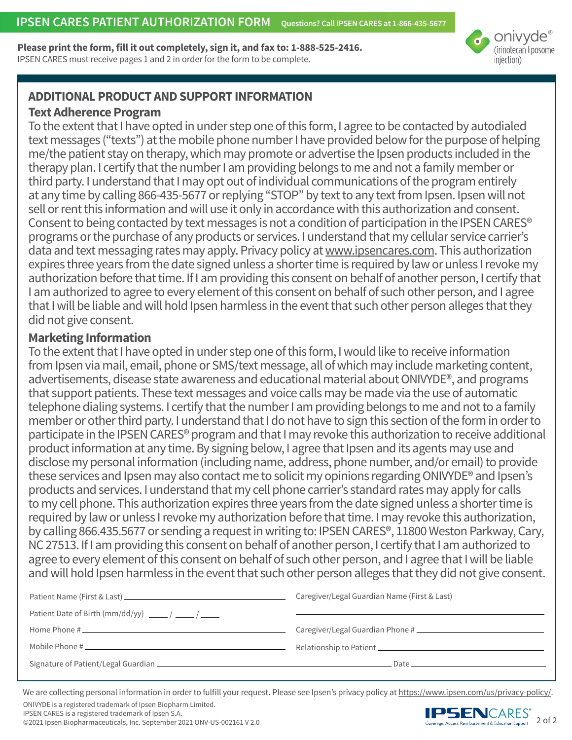# IPSEN CARES PATIENT AUTHORIZATION FORM

Questions? Call IPSEN CARES at 1-866-435-5677

**Please print the form, fill it out completely, sign it, and fax to: 1-888-525-2416.**
IPSEN CARES must receive pages 1 and 2 in order for the form to be complete.

onivyde® (irinotecan liposome injection)

## ADDITIONAL PRODUCT AND SUPPORT INFORMATION

### Text Adherence Program

To the extent that I have opted in under step one of this form, I agree to be contacted by autodialed text messages ("texts") at the mobile phone number I have provided below for the purpose of helping me/the patient stay on therapy, which may promote or advertise the Ipsen products included in the therapy plan. I certify that the number I am providing belongs to me and not a family member or third party. I understand that I may opt out of individual communications of the program entirely at any time by calling 866-435-5677 or replying "STOP" by text to any text from Ipsen. Ipsen will not sell or rent this information and will use it only in accordance with this authorization and consent. Consent to being contacted by text messages is not a condition of participation in the IPSEN CARES® programs or the purchase of any products or services. I understand that my cellular service carrier's data and text messaging rates may apply. Privacy policy at www.ipsencares.com. This authorization expires three years from the date signed unless a shorter time is required by law or unless I revoke my authorization before that time. If I am providing this consent on behalf of another person, I certify that I am authorized to agree to every element of this consent on behalf of such other person, and I agree that I will be liable and will hold Ipsen harmless in the event that such other person alleges that they did not give consent.

### Marketing Information

To the extent that I have opted in under step one of this form, I would like to receive information from Ipsen via mail, email, phone or SMS/text message, all of which may include marketing content, advertisements, disease state awareness and educational material about ONIVYDE®, and programs that support patients. These text messages and voice calls may be made via the use of automatic telephone dialing systems. I certify that the number I am providing belongs to me and not to a family member or other third party. I understand that I do not have to sign this section of the form in order to participate in the IPSEN CARES® program and that I may revoke this authorization to receive additional product information at any time. By signing below, I agree that Ipsen and its agents may use and disclose my personal information (including name, address, phone number, and/or email) to provide these services and Ipsen may also contact me to solicit my opinions regarding ONIVYDE® and Ipsen's products and services. I understand that my cell phone carrier's standard rates may apply for calls to my cell phone. This authorization expires three years from the date signed unless a shorter time is required by law or unless I revoke my authorization before that time. I may revoke this authorization, by calling 866.435.5677 or sending a request in writing to: IPSEN CARES®, 11800 Weston Parkway, Cary, NC 27513. If I am providing this consent on behalf of another person, I certify that I am authorized to agree to every element of this consent on behalf of such other person, and I agree that I will be liable and will hold Ipsen harmless in the event that such other person alleges that they did not give consent.

Patient Name (First & Last) ______________________

Caregiver/Legal Guardian Name (First & Last) ______________________

Patient Date of Birth (mm/dd/yy) ____ / ____ / ____

Home Phone # ______________________

Caregiver/Legal Guardian Phone # ______________________

Mobile Phone # ______________________

Relationship to Patient ______________________

Signature of Patient/Legal Guardian ______________________ Date ____________

We are collecting personal information in order to fulfill your request. Please see Ipsen's privacy policy at https://www.ipsen.com/us/privacy-policy/.

ONIVYDE is a registered trademark of Ipsen Biopharm Limited.
IPSEN CARES is a registered trademark of Ipsen S.A.
©2021 Ipsen Biopharmaceuticals, Inc. September 2021 ONV-US-002161 V 2.0

IPSENCARES® Coverage, Access, Reimbursement & Education Support